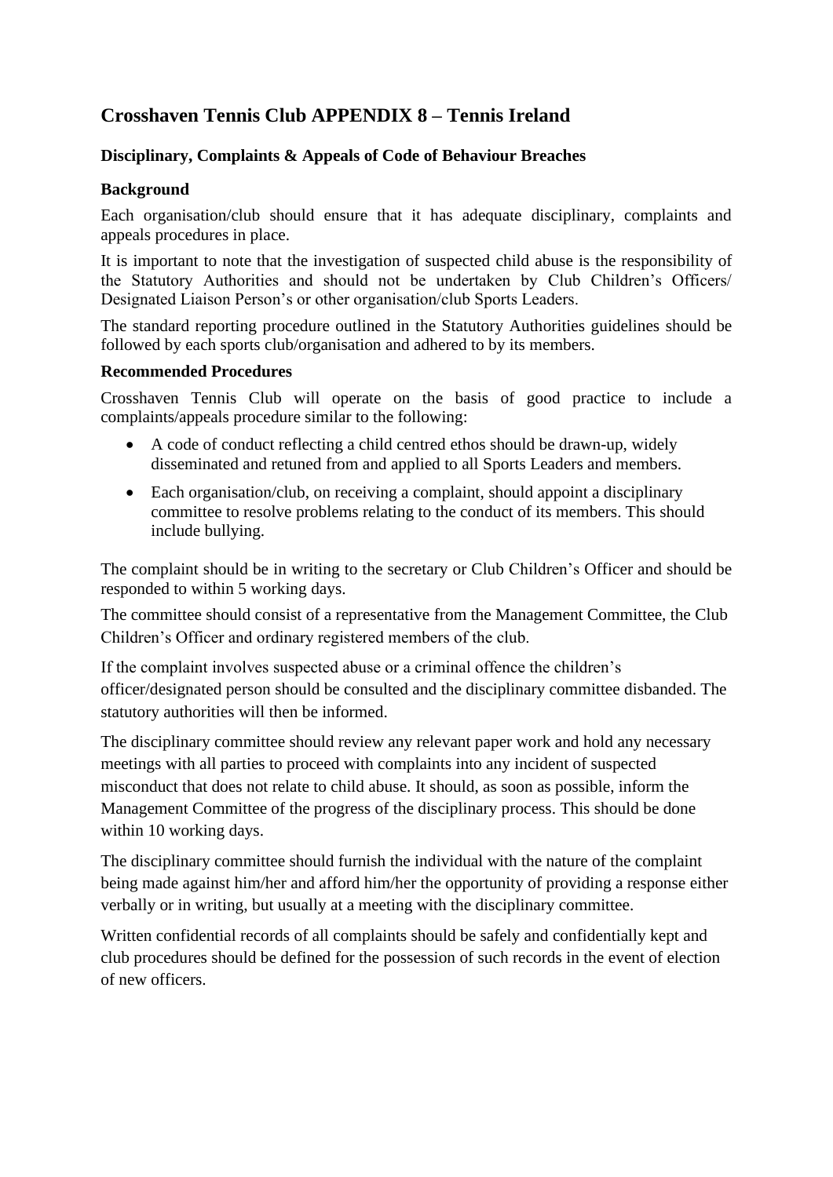# Crosshaven Tennis Club APPENDIX 8 – Tennis Ireland

### Disciplinary, Complaints & Appeals of Code of Behaviour Breaches

### Background

Each organisation/club should ensure that it has adequate disciplinary, complaints and appeals procedures in place.

It is important to note that the investigation of suspected child abuse is the responsibility of the Statutory Authorities and should not be undertaken by Club Children's Officers/ Designated Liaison Person's or other organisation/club Sports Leaders.

The standard reporting procedure outlined in the Statutory Authorities guidelines should be followed by each sports club/organisation and adhered to by its members.

### Recommended Procedures

Crosshaven Tennis Club will operate on the basis of good practice to include a complaints/appeals procedure similar to the following:

- A code of conduct reflecting a child centred ethos should be drawn-up, widely disseminated and retuned from and applied to all Sports Leaders and members.
- Each organisation/club, on receiving a complaint, should appoint a disciplinary committee to resolve problems relating to the conduct of its members. This should include bullying.

The complaint should be in writing to the secretary or Club Children's Officer and should be responded to within 5 working days.

The committee should consist of a representative from the Management Committee, the Club Children's Officer and ordinary registered members of the club.

If the complaint involves suspected abuse or a criminal offence the children's officer/designated person should be consulted and the disciplinary committee disbanded. The statutory authorities will then be informed.

The disciplinary committee should review any relevant paper work and hold any necessary meetings with all parties to proceed with complaints into any incident of suspected misconduct that does not relate to child abuse. It should, as soon as possible, inform the Management Committee of the progress of the disciplinary process. This should be done within 10 working days.

The disciplinary committee should furnish the individual with the nature of the complaint being made against him/her and afford him/her the opportunity of providing a response either verbally or in writing, but usually at a meeting with the disciplinary committee.

Written confidential records of all complaints should be safely and confidentially kept and club procedures should be defined for the possession of such records in the event of election of new officers.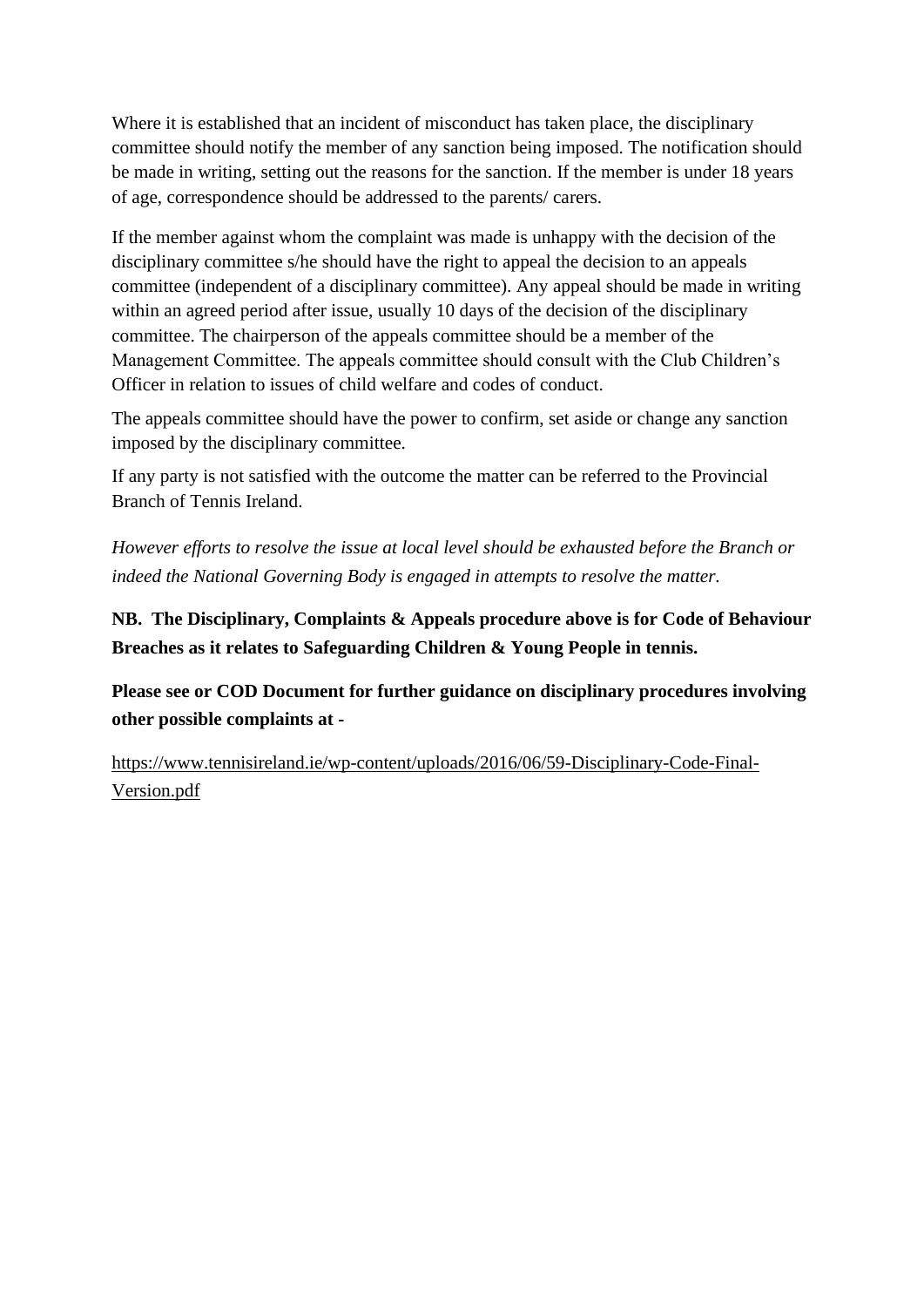Where it is established that an incident of misconduct has taken place, the disciplinary committee should notify the member of any sanction being imposed. The notification should be made in writing, setting out the reasons for the sanction. If the member is under 18 years of age, correspondence should be addressed to the parents/ carers.

If the member against whom the complaint was made is unhappy with the decision of the disciplinary committee s/he should have the right to appeal the decision to an appeals committee (independent of a disciplinary committee). Any appeal should be made in writing within an agreed period after issue, usually 10 days of the decision of the disciplinary committee. The chairperson of the appeals committee should be a member of the Management Committee. The appeals committee should consult with the Club Children's Officer in relation to issues of child welfare and codes of conduct.

The appeals committee should have the power to confirm, set aside or change any sanction imposed by the disciplinary committee.

If any party is not satisfied with the outcome the matter can be referred to the Provincial Branch of Tennis Ireland.

*However efforts to resolve the issue at local level should be exhausted before the Branch or indeed the National Governing Body is engaged in attempts to resolve the matter.*

**NB. The Disciplinary, Complaints & Appeals procedure above is for Code of Behaviour Breaches as it relates to Safeguarding Children & Young People in tennis.**

**Please see or COD Document for further guidance on disciplinary procedures involving other possible complaints at -**

https://www.tennisireland.ie/wp-content/uploads/2016/06/59-Disciplinary-Code-Final-Version.pdf